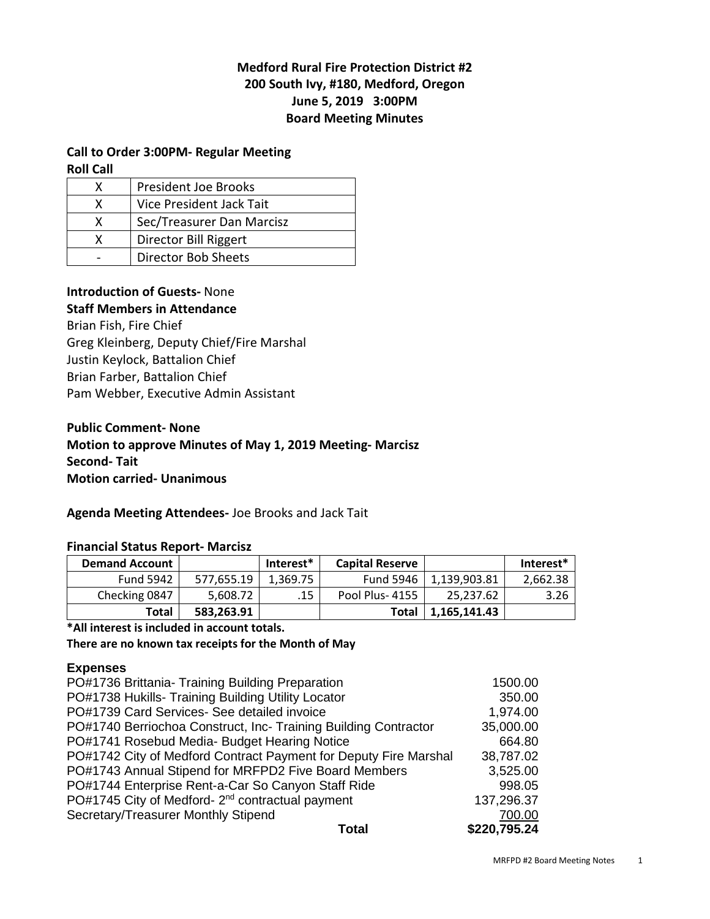**Medford Rural Fire Protection District #2**
**200 South Ivy, #180, Medford, Oregon**
**June 5, 2019 3:00PM**
**Board Meeting Minutes**

**Call to Order 3:00PM- Regular Meeting**

**Roll Call**

| | |
|---|---|
| X | President Joe Brooks |
| X | Vice President Jack Tait |
| X | Sec/Treasurer Dan Marcisz |
| X | Director Bill Riggert |
| - | Director Bob Sheets |

**Introduction of Guests-** None

**Staff Members in Attendance**

Brian Fish, Fire Chief
Greg Kleinberg, Deputy Chief/Fire Marshal
Justin Keylock, Battalion Chief
Brian Farber, Battalion Chief
Pam Webber, Executive Admin Assistant

**Public Comment- None**
**Motion to approve Minutes of May 1, 2019 Meeting- Marcisz**
**Second- Tait**
**Motion carried- Unanimous**

**Agenda Meeting Attendees-** Joe Brooks and Jack Tait

**Financial Status Report- Marcisz**

| Demand Account | | Interest* | Capital Reserve | | Interest* |
|---|---|---|---|---|---|
| Fund 5942 | 577,655.19 | 1,369.75 | Fund 5946 | 1,139,903.81 | 2,662.38 |
| Checking 0847 | 5,608.72 | .15 | Pool Plus- 4155 | 25,237.62 | 3.26 |
| **Total** | **583,263.91** | | **Total** | **1,165,141.43** | |

**\*All interest is included in account totals.**
**There are no known tax receipts for the Month of May**

**Expenses**

| | |
|---|---|
| PO#1736 Brittania- Training Building Preparation | 1500.00 |
| PO#1738 Hukills- Training Building Utility Locator | 350.00 |
| PO#1739 Card Services- See detailed invoice | 1,974.00 |
| PO#1740 Berriochoa Construct, Inc- Training Building Contractor | 35,000.00 |
| PO#1741 Rosebud Media- Budget Hearing Notice | 664.80 |
| PO#1742 City of Medford Contract Payment for Deputy Fire Marshal | 38,787.02 |
| PO#1743 Annual Stipend for MRFPD2 Five Board Members | 3,525.00 |
| PO#1744 Enterprise Rent-a-Car So Canyon Staff Ride | 998.05 |
| PO#1745 City of Medford- 2nd contractual payment | 137,296.37 |
| Secretary/Treasurer Monthly Stipend | 700.00 |
| **Total** | **$220,795.24** |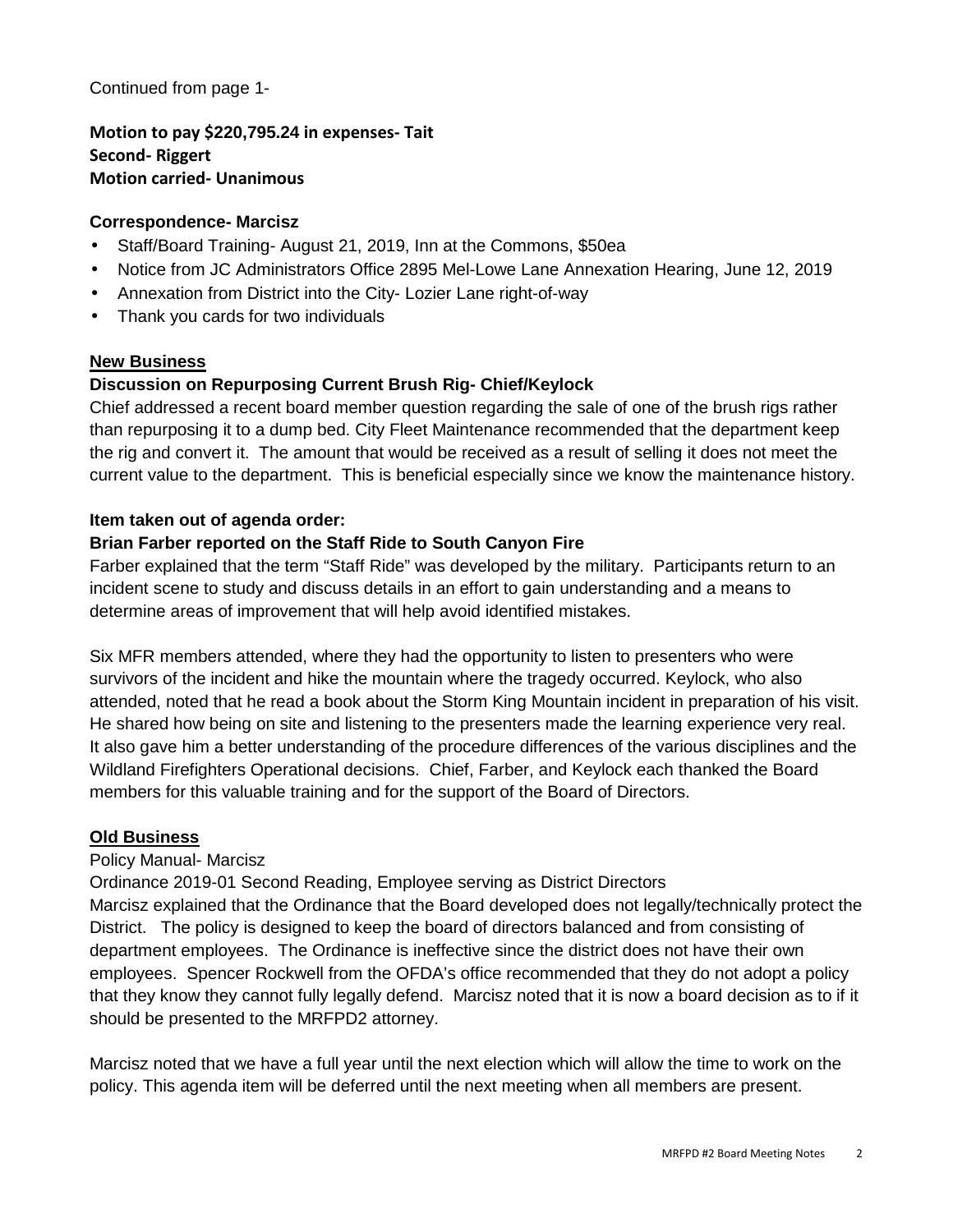Continued from page 1-

**Motion to pay $220,795.24 in expenses- Tait**
**Second- Riggert**
**Motion carried- Unanimous**

**Correspondence- Marcisz**

- Staff/Board Training- August 21, 2019, Inn at the Commons, $50ea
- Notice from JC Administrators Office 2895 Mel-Lowe Lane Annexation Hearing, June 12, 2019
- Annexation from District into the City- Lozier Lane right-of-way
- Thank you cards for two individuals

## New Business

**Discussion on Repurposing Current Brush Rig- Chief/Keylock**

Chief addressed a recent board member question regarding the sale of one of the brush rigs rather than repurposing it to a dump bed. City Fleet Maintenance recommended that the department keep the rig and convert it. The amount that would be received as a result of selling it does not meet the current value to the department. This is beneficial especially since we know the maintenance history.

**Item taken out of agenda order:**

**Brian Farber reported on the Staff Ride to South Canyon Fire**

Farber explained that the term "Staff Ride" was developed by the military. Participants return to an incident scene to study and discuss details in an effort to gain understanding and a means to determine areas of improvement that will help avoid identified mistakes.

Six MFR members attended, where they had the opportunity to listen to presenters who were survivors of the incident and hike the mountain where the tragedy occurred. Keylock, who also attended, noted that he read a book about the Storm King Mountain incident in preparation of his visit. He shared how being on site and listening to the presenters made the learning experience very real. It also gave him a better understanding of the procedure differences of the various disciplines and the Wildland Firefighters Operational decisions. Chief, Farber, and Keylock each thanked the Board members for this valuable training and for the support of the Board of Directors.

## Old Business

Policy Manual- Marcisz

Ordinance 2019-01 Second Reading, Employee serving as District Directors

Marcisz explained that the Ordinance that the Board developed does not legally/technically protect the District. The policy is designed to keep the board of directors balanced and from consisting of department employees. The Ordinance is ineffective since the district does not have their own employees. Spencer Rockwell from the OFDA's office recommended that they do not adopt a policy that they know they cannot fully legally defend. Marcisz noted that it is now a board decision as to if it should be presented to the MRFPD2 attorney.

Marcisz noted that we have a full year until the next election which will allow the time to work on the policy. This agenda item will be deferred until the next meeting when all members are present.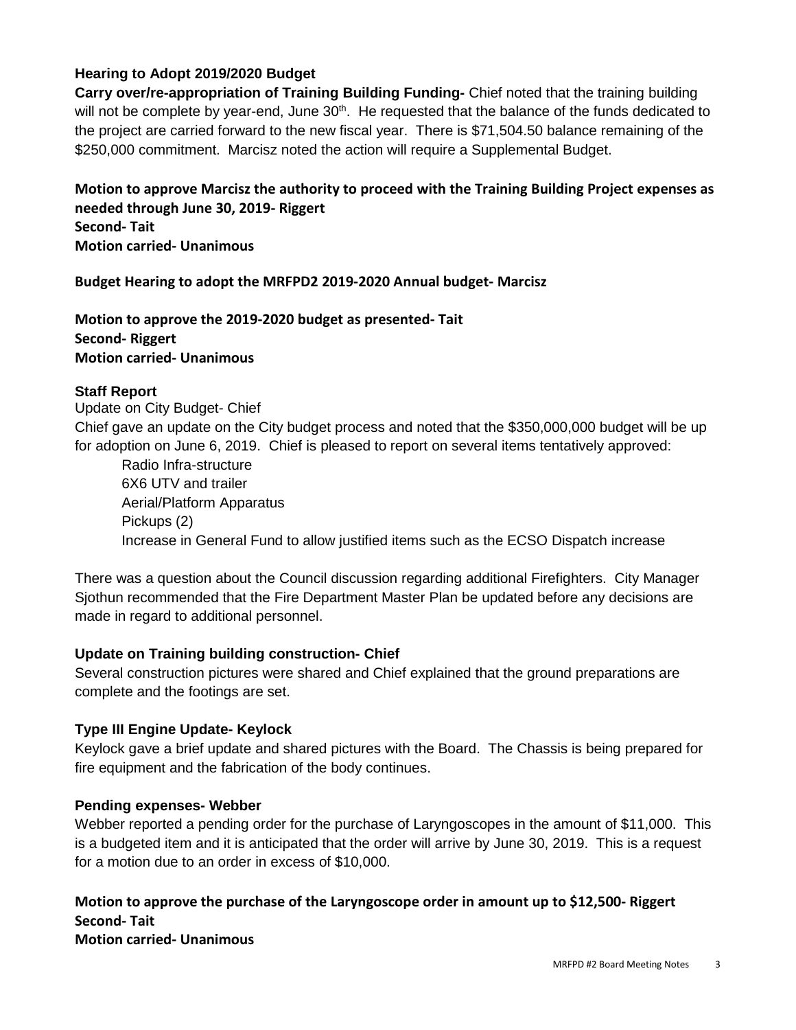### Hearing to Adopt 2019/2020 Budget

**Carry over/re-appropriation of Training Building Funding-** Chief noted that the training building will not be complete by year-end, June 30th. He requested that the balance of the funds dedicated to the project are carried forward to the new fiscal year. There is $71,504.50 balance remaining of the $250,000 commitment. Marcisz noted the action will require a Supplemental Budget.

**Motion to approve Marcisz the authority to proceed with the Training Building Project expenses as needed through June 30, 2019- Riggert**
**Second- Tait**
**Motion carried- Unanimous**

**Budget Hearing to adopt the MRFPD2 2019-2020 Annual budget- Marcisz**

**Motion to approve the 2019-2020 budget as presented- Tait**
**Second- Riggert**
**Motion carried- Unanimous**

### Staff Report

Update on City Budget- Chief

Chief gave an update on the City budget process and noted that the $350,000,000 budget will be up for adoption on June 6, 2019. Chief is pleased to report on several items tentatively approved:

- Radio Infra-structure
- 6X6 UTV and trailer
- Aerial/Platform Apparatus
- Pickups (2)
- Increase in General Fund to allow justified items such as the ECSO Dispatch increase

There was a question about the Council discussion regarding additional Firefighters. City Manager Sjothun recommended that the Fire Department Master Plan be updated before any decisions are made in regard to additional personnel.

### Update on Training building construction- Chief

Several construction pictures were shared and Chief explained that the ground preparations are complete and the footings are set.

### Type III Engine Update- Keylock

Keylock gave a brief update and shared pictures with the Board. The Chassis is being prepared for fire equipment and the fabrication of the body continues.

### Pending expenses- Webber

Webber reported a pending order for the purchase of Laryngoscopes in the amount of $11,000. This is a budgeted item and it is anticipated that the order will arrive by June 30, 2019. This is a request for a motion due to an order in excess of $10,000.

**Motion to approve the purchase of the Laryngoscope order in amount up to $12,500- Riggert**
**Second- Tait**
**Motion carried- Unanimous**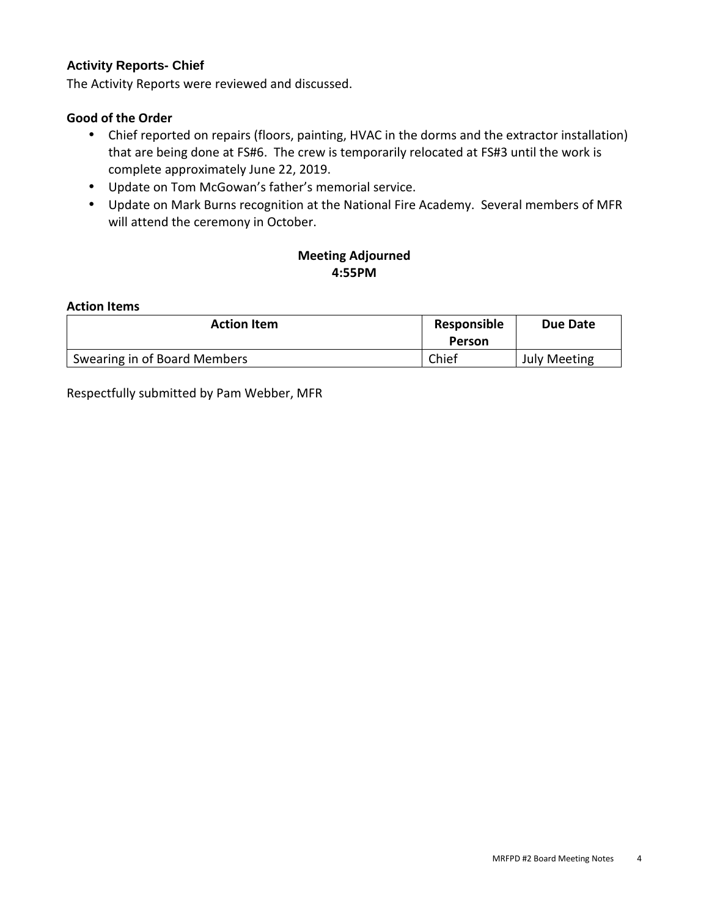### Activity Reports- Chief

The Activity Reports were reviewed and discussed.

### Good of the Order

- Chief reported on repairs (floors, painting, HVAC in the dorms and the extractor installation) that are being done at FS#6. The crew is temporarily relocated at FS#3 until the work is complete approximately June 22, 2019.
- Update on Tom McGowan's father's memorial service.
- Update on Mark Burns recognition at the National Fire Academy. Several members of MFR will attend the ceremony in October.

**Meeting Adjourned**
**4:55PM**

### Action Items

| Action Item | Responsible Person | Due Date |
| --- | --- | --- |
| Swearing in of Board Members | Chief | July Meeting |

Respectfully submitted by Pam Webber, MFR